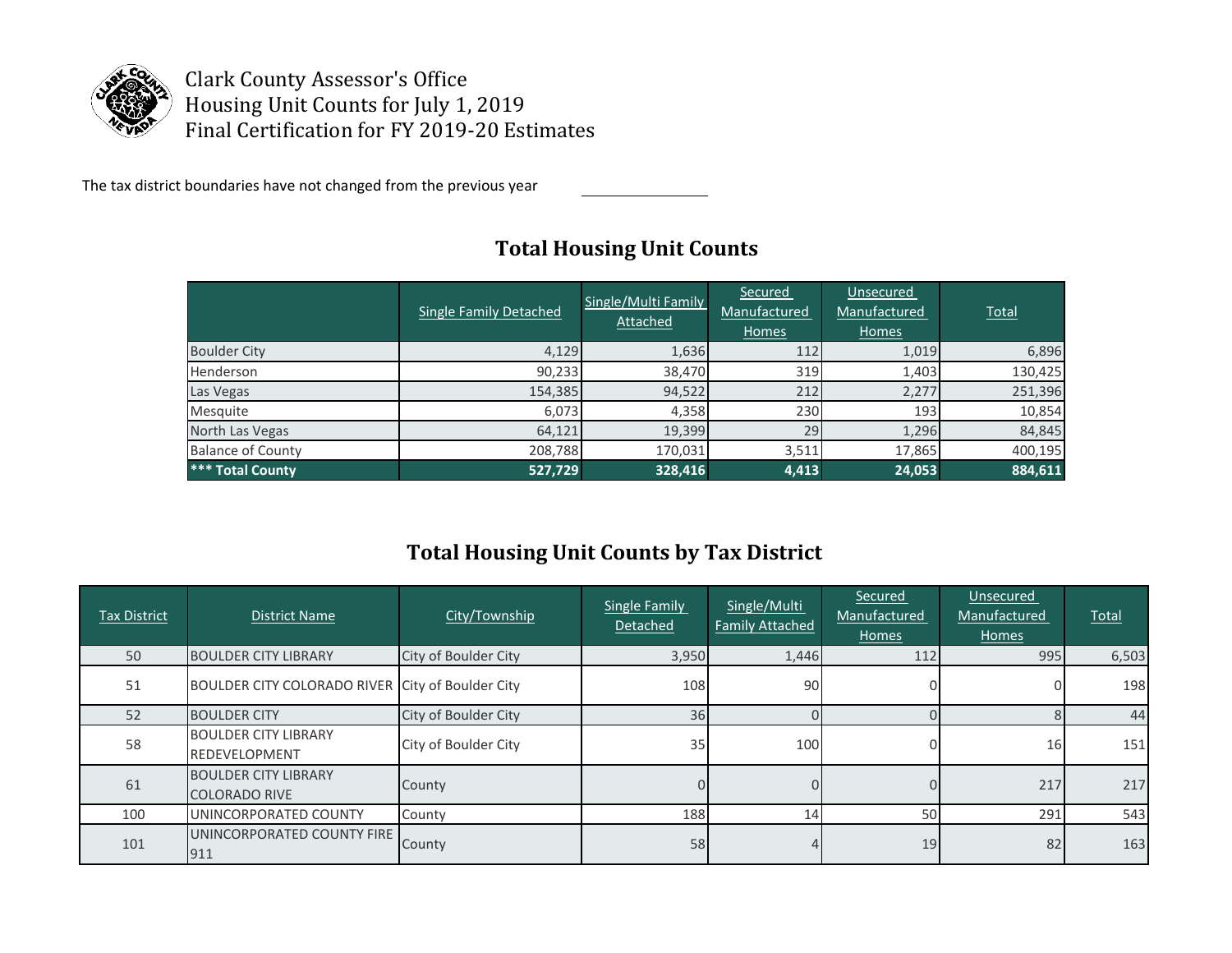Clark County Assessor's Office
Housing Unit Counts for July 1, 2019
Final Certification for FY 2019-20 Estimates

The tax district boundaries have not changed from the previous year ________________

## Total Housing Unit Counts

| | Single Family Detached | Single/Multi Family Attached | Secured Manufactured Homes | Unsecured Manufactured Homes | Total |
|---|---|---|---|---|---|
| Boulder City | 4,129 | 1,636 | 112 | 1,019 | 6,896 |
| Henderson | 90,233 | 38,470 | 319 | 1,403 | 130,425 |
| Las Vegas | 154,385 | 94,522 | 212 | 2,277 | 251,396 |
| Mesquite | 6,073 | 4,358 | 230 | 193 | 10,854 |
| North Las Vegas | 64,121 | 19,399 | 29 | 1,296 | 84,845 |
| Balance of County | 208,788 | 170,031 | 3,511 | 17,865 | 400,195 |
| **\*\*\* Total County** | **527,729** | **328,416** | **4,413** | **24,053** | **884,611** |

## Total Housing Unit Counts by Tax District

| Tax District | District Name | City/Township | Single Family Detached | Single/Multi Family Attached | Secured Manufactured Homes | Unsecured Manufactured Homes | Total |
|---|---|---|---|---|---|---|---|
| 50 | BOULDER CITY LIBRARY | City of Boulder City | 3,950 | 1,446 | 112 | 995 | 6,503 |
| 51 | BOULDER CITY COLORADO RIVER | City of Boulder City | 108 | 90 | 0 | 0 | 198 |
| 52 | BOULDER CITY | City of Boulder City | 36 | 0 | 0 | 8 | 44 |
| 58 | BOULDER CITY LIBRARY REDEVELOPMENT | City of Boulder City | 35 | 100 | 0 | 16 | 151 |
| 61 | BOULDER CITY LIBRARY COLORADO RIVE | County | 0 | 0 | 0 | 217 | 217 |
| 100 | UNINCORPORATED COUNTY | County | 188 | 14 | 50 | 291 | 543 |
| 101 | UNINCORPORATED COUNTY FIRE 911 | County | 58 | 4 | 19 | 82 | 163 |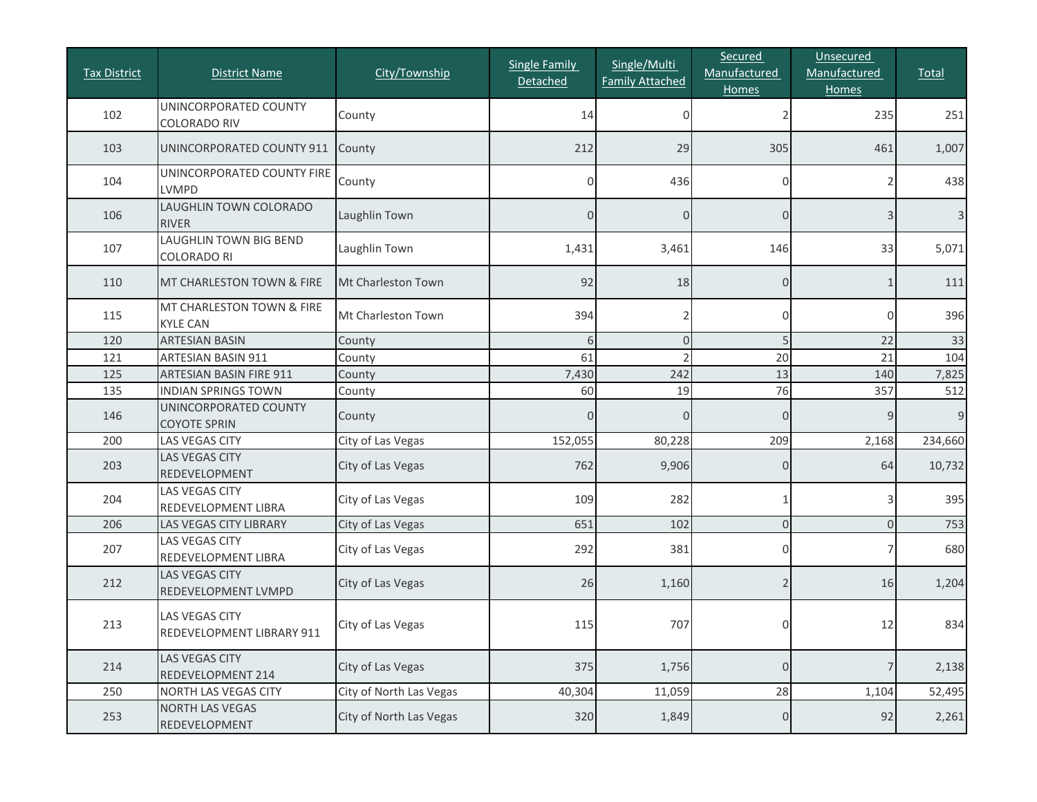| Tax District | District Name | City/Township | Single Family Detached | Single/Multi Family Attached | Secured Manufactured Homes | Unsecured Manufactured Homes | Total |
|---|---|---|---|---|---|---|---|
| 102 | UNINCORPORATED COUNTY COLORADO RIV | County | 14 | 0 | 2 | 235 | 251 |
| 103 | UNINCORPORATED COUNTY 911 | County | 212 | 29 | 305 | 461 | 1,007 |
| 104 | UNINCORPORATED COUNTY FIRE LVMPD | County | 0 | 436 | 0 | 2 | 438 |
| 106 | LAUGHLIN TOWN COLORADO RIVER | Laughlin Town | 0 | 0 | 0 | 3 | 3 |
| 107 | LAUGHLIN TOWN BIG BEND COLORADO RI | Laughlin Town | 1,431 | 3,461 | 146 | 33 | 5,071 |
| 110 | MT CHARLESTON TOWN & FIRE | Mt Charleston Town | 92 | 18 | 0 | 1 | 111 |
| 115 | MT CHARLESTON TOWN & FIRE KYLE CAN | Mt Charleston Town | 394 | 2 | 0 | 0 | 396 |
| 120 | ARTESIAN BASIN | County | 6 | 0 | 5 | 22 | 33 |
| 121 | ARTESIAN BASIN 911 | County | 61 | 2 | 20 | 21 | 104 |
| 125 | ARTESIAN BASIN FIRE 911 | County | 7,430 | 242 | 13 | 140 | 7,825 |
| 135 | INDIAN SPRINGS TOWN | County | 60 | 19 | 76 | 357 | 512 |
| 146 | UNINCORPORATED COUNTY COYOTE SPRIN | County | 0 | 0 | 0 | 9 | 9 |
| 200 | LAS VEGAS CITY | City of Las Vegas | 152,055 | 80,228 | 209 | 2,168 | 234,660 |
| 203 | LAS VEGAS CITY REDEVELOPMENT | City of Las Vegas | 762 | 9,906 | 0 | 64 | 10,732 |
| 204 | LAS VEGAS CITY REDEVELOPMENT LIBRA | City of Las Vegas | 109 | 282 | 1 | 3 | 395 |
| 206 | LAS VEGAS CITY LIBRARY | City of Las Vegas | 651 | 102 | 0 | 0 | 753 |
| 207 | LAS VEGAS CITY REDEVELOPMENT LIBRA | City of Las Vegas | 292 | 381 | 0 | 7 | 680 |
| 212 | LAS VEGAS CITY REDEVELOPMENT LVMPD | City of Las Vegas | 26 | 1,160 | 2 | 16 | 1,204 |
| 213 | LAS VEGAS CITY REDEVELOPMENT LIBRARY 911 | City of Las Vegas | 115 | 707 | 0 | 12 | 834 |
| 214 | LAS VEGAS CITY REDEVELOPMENT 214 | City of Las Vegas | 375 | 1,756 | 0 | 7 | 2,138 |
| 250 | NORTH LAS VEGAS CITY | City of North Las Vegas | 40,304 | 11,059 | 28 | 1,104 | 52,495 |
| 253 | NORTH LAS VEGAS REDEVELOPMENT | City of North Las Vegas | 320 | 1,849 | 0 | 92 | 2,261 |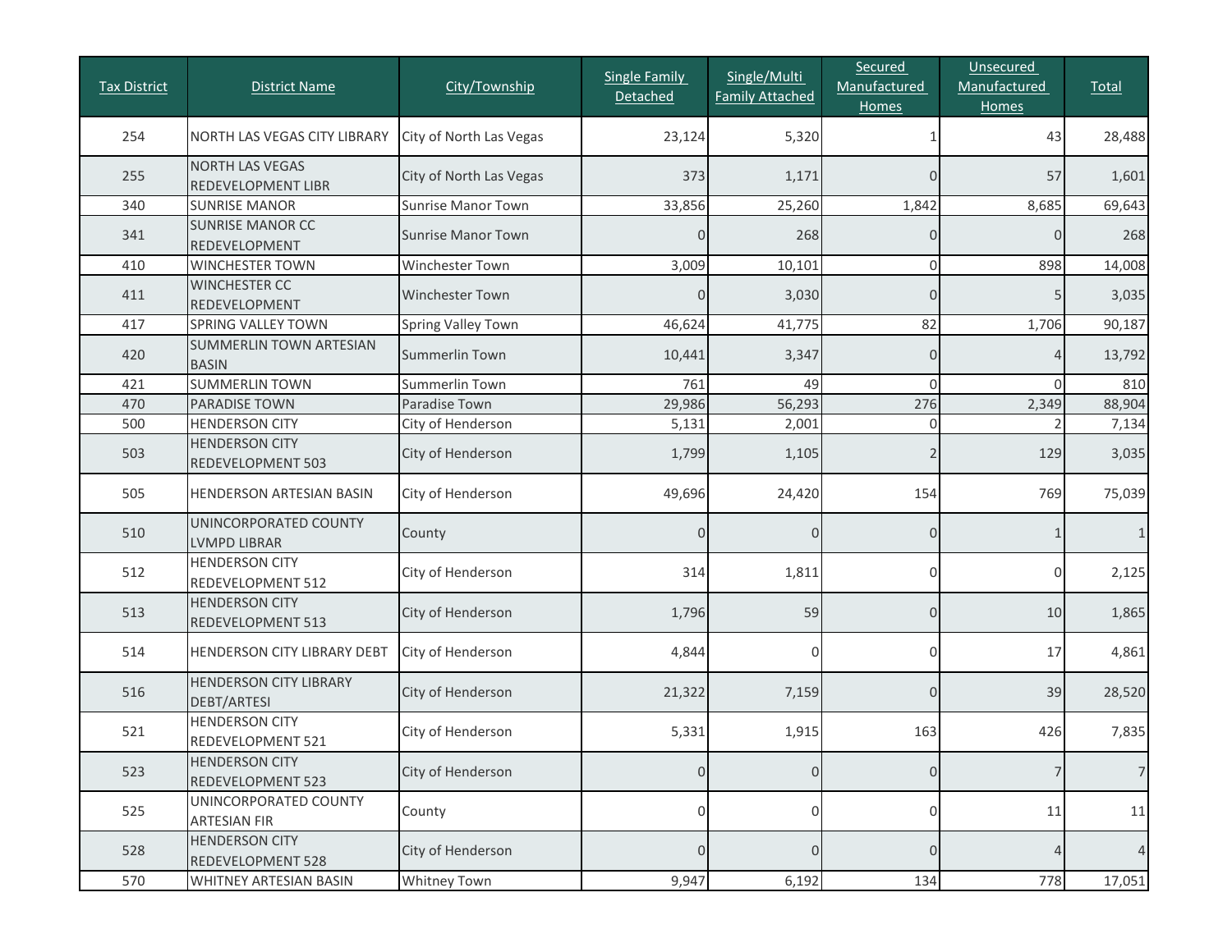| Tax District | District Name | City/Township | Single Family Detached | Single/Multi Family Attached | Secured Manufactured Homes | Unsecured Manufactured Homes | Total |
|---|---|---|---|---|---|---|---|
| 254 | NORTH LAS VEGAS CITY LIBRARY | City of North Las Vegas | 23,124 | 5,320 | 1 | 43 | 28,488 |
| 255 | NORTH LAS VEGAS REDEVELOPMENT LIBR | City of North Las Vegas | 373 | 1,171 | 0 | 57 | 1,601 |
| 340 | SUNRISE MANOR | Sunrise Manor Town | 33,856 | 25,260 | 1,842 | 8,685 | 69,643 |
| 341 | SUNRISE MANOR CC REDEVELOPMENT | Sunrise Manor Town | 0 | 268 | 0 | 0 | 268 |
| 410 | WINCHESTER TOWN | Winchester Town | 3,009 | 10,101 | 0 | 898 | 14,008 |
| 411 | WINCHESTER CC REDEVELOPMENT | Winchester Town | 0 | 3,030 | 0 | 5 | 3,035 |
| 417 | SPRING VALLEY TOWN | Spring Valley Town | 46,624 | 41,775 | 82 | 1,706 | 90,187 |
| 420 | SUMMERLIN TOWN ARTESIAN BASIN | Summerlin Town | 10,441 | 3,347 | 0 | 4 | 13,792 |
| 421 | SUMMERLIN TOWN | Summerlin Town | 761 | 49 | 0 | 0 | 810 |
| 470 | PARADISE TOWN | Paradise Town | 29,986 | 56,293 | 276 | 2,349 | 88,904 |
| 500 | HENDERSON CITY | City of Henderson | 5,131 | 2,001 | 0 | 2 | 7,134 |
| 503 | HENDERSON CITY REDEVELOPMENT 503 | City of Henderson | 1,799 | 1,105 | 2 | 129 | 3,035 |
| 505 | HENDERSON ARTESIAN BASIN | City of Henderson | 49,696 | 24,420 | 154 | 769 | 75,039 |
| 510 | UNINCORPORATED COUNTY LVMPD LIBRAR | County | 0 | 0 | 0 | 1 | 1 |
| 512 | HENDERSON CITY REDEVELOPMENT 512 | City of Henderson | 314 | 1,811 | 0 | 0 | 2,125 |
| 513 | HENDERSON CITY REDEVELOPMENT 513 | City of Henderson | 1,796 | 59 | 0 | 10 | 1,865 |
| 514 | HENDERSON CITY LIBRARY DEBT | City of Henderson | 4,844 | 0 | 0 | 17 | 4,861 |
| 516 | HENDERSON CITY LIBRARY DEBT/ARTESI | City of Henderson | 21,322 | 7,159 | 0 | 39 | 28,520 |
| 521 | HENDERSON CITY REDEVELOPMENT 521 | City of Henderson | 5,331 | 1,915 | 163 | 426 | 7,835 |
| 523 | HENDERSON CITY REDEVELOPMENT 523 | City of Henderson | 0 | 0 | 0 | 7 | 7 |
| 525 | UNINCORPORATED COUNTY ARTESIAN FIR | County | 0 | 0 | 0 | 11 | 11 |
| 528 | HENDERSON CITY REDEVELOPMENT 528 | City of Henderson | 0 | 0 | 0 | 4 | 4 |
| 570 | WHITNEY ARTESIAN BASIN | Whitney Town | 9,947 | 6,192 | 134 | 778 | 17,051 |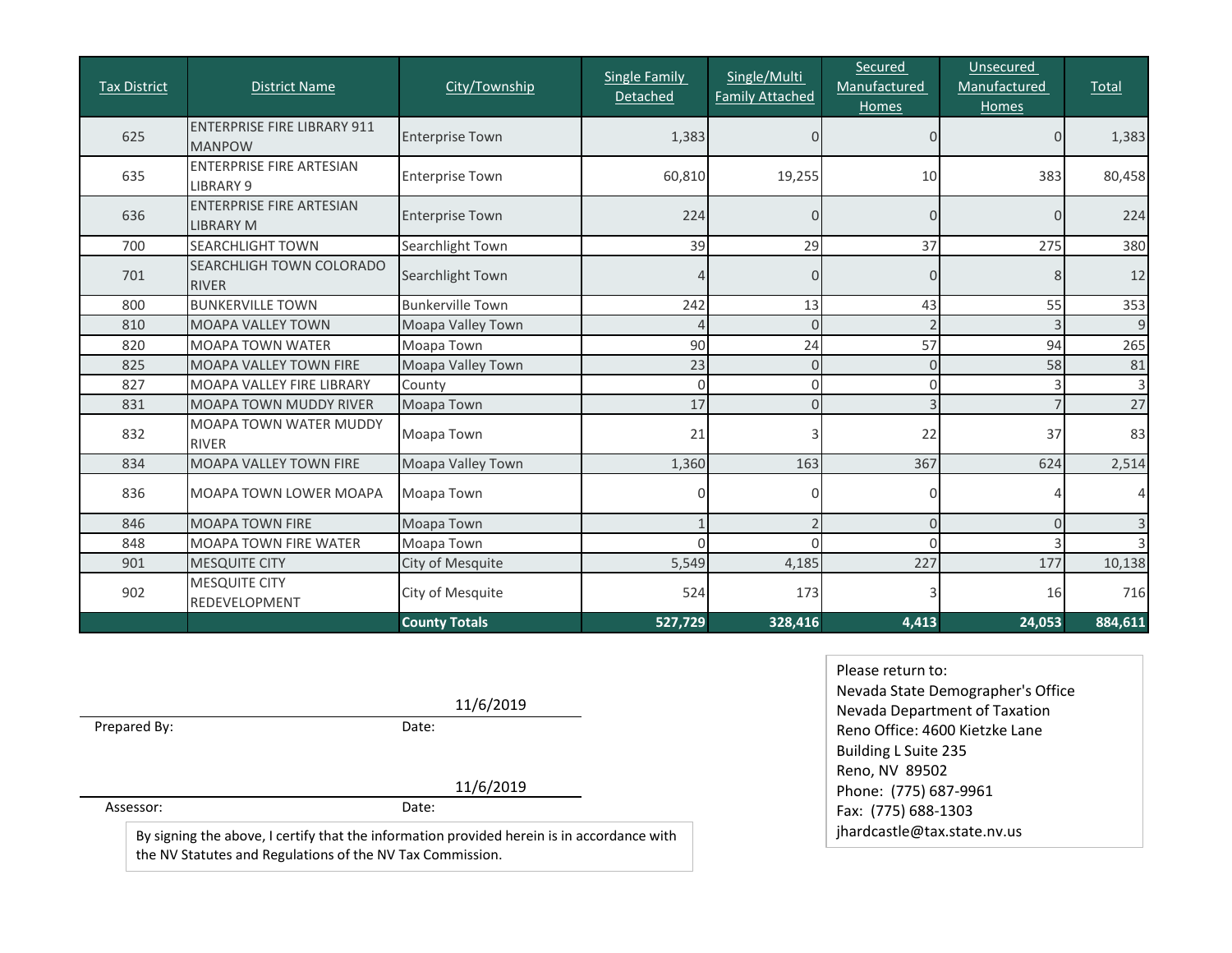| Tax District | District Name | City/Township | Single Family Detached | Single/Multi Family Attached | Secured Manufactured Homes | Unsecured Manufactured Homes | Total |
|---|---|---|---|---|---|---|---|
| 625 | ENTERPRISE FIRE LIBRARY 911 MANPOW | Enterprise Town | 1,383 | 0 | 0 | 0 | 1,383 |
| 635 | ENTERPRISE FIRE ARTESIAN LIBRARY 9 | Enterprise Town | 60,810 | 19,255 | 10 | 383 | 80,458 |
| 636 | ENTERPRISE FIRE ARTESIAN LIBRARY M | Enterprise Town | 224 | 0 | 0 | 0 | 224 |
| 700 | SEARCHLIGHT TOWN | Searchlight Town | 39 | 29 | 37 | 275 | 380 |
| 701 | SEARCHLIGH TOWN COLORADO RIVER | Searchlight Town | 4 | 0 | 0 | 8 | 12 |
| 800 | BUNKERVILLE TOWN | Bunkerville Town | 242 | 13 | 43 | 55 | 353 |
| 810 | MOAPA VALLEY TOWN | Moapa Valley Town | 4 | 0 | 2 | 3 | 9 |
| 820 | MOAPA TOWN WATER | Moapa Town | 90 | 24 | 57 | 94 | 265 |
| 825 | MOAPA VALLEY TOWN FIRE | Moapa Valley Town | 23 | 0 | 0 | 58 | 81 |
| 827 | MOAPA VALLEY FIRE LIBRARY | County | 0 | 0 | 0 | 3 | 3 |
| 831 | MOAPA TOWN MUDDY RIVER | Moapa Town | 17 | 0 | 3 | 7 | 27 |
| 832 | MOAPA TOWN WATER MUDDY RIVER | Moapa Town | 21 | 3 | 22 | 37 | 83 |
| 834 | MOAPA VALLEY TOWN FIRE | Moapa Valley Town | 1,360 | 163 | 367 | 624 | 2,514 |
| 836 | MOAPA TOWN LOWER MOAPA | Moapa Town | 0 | 0 | 0 | 4 | 4 |
| 846 | MOAPA TOWN FIRE | Moapa Town | 1 | 2 | 0 | 0 | 3 |
| 848 | MOAPA TOWN FIRE WATER | Moapa Town | 0 | 0 | 0 | 3 | 3 |
| 901 | MESQUITE CITY | City of Mesquite | 5,549 | 4,185 | 227 | 177 | 10,138 |
| 902 | MESQUITE CITY REDEVELOPMENT | City of Mesquite | 524 | 173 | 3 | 16 | 716 |
| | | **County Totals** | **527,729** | **328,416** | **4,413** | **24,053** | **884,611** |

Prepared By: Date: 11/6/2019

Assessor: Date: 11/6/2019

By signing the above, I certify that the information provided herein is in accordance with the NV Statutes and Regulations of the NV Tax Commission.

Please return to:
Nevada State Demographer's Office
Nevada Department of Taxation
Reno Office: 4600 Kietzke Lane
Building L Suite 235
Reno, NV 89502
Phone: (775) 687-9961
Fax: (775) 688-1303
jhardcastle@tax.state.nv.us